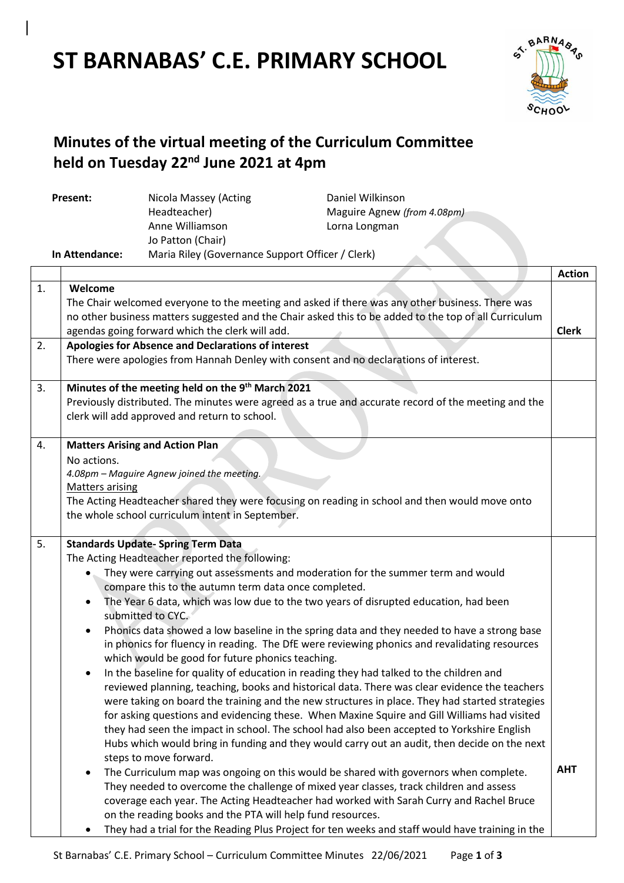# ST BARNABAS' C.E. PRIMARY SCHOOL

## Minutes of the virtual meeting of the Curriculum Committee held on Tuesday 22nd June 2021 at 4pm

**Present:** Nicola Massey (Acting Headteacher), Anne Williamson, Jo Patton (Chair), Daniel Wilkinson, Maguire Agnew *(from 4.08pm)*, Lorna Longman

**In Attendance:** Maria Riley (Governance Support Officer / Clerk)

| | | Action |
|---|---|---|
| 1. | **Welcome**<br>The Chair welcomed everyone to the meeting and asked if there was any other business. There was no other business matters suggested and the Chair asked this to be added to the top of all Curriculum agendas going forward which the clerk will add. | **Clerk** |
| 2. | **Apologies for Absence and Declarations of interest**<br>There were apologies from Hannah Denley with consent and no declarations of interest. | |
| 3. | **Minutes of the meeting held on the 9th March 2021**<br>Previously distributed. The minutes were agreed as a true and accurate record of the meeting and the clerk will add approved and return to school. | |
| 4. | **Matters Arising and Action Plan**<br>No actions.<br>*4.08pm – Maguire Agnew joined the meeting.*<br>Matters arising<br>The Acting Headteacher shared they were focusing on reading in school and then would move onto the whole school curriculum intent in September. | |
| 5. | **Standards Update- Spring Term Data**<br>The Acting Headteacher reported the following:<br>• They were carrying out assessments and moderation for the summer term and would compare this to the autumn term data once completed.<br>• The Year 6 data, which was low due to the two years of disrupted education, had been submitted to CYC.<br>• Phonics data showed a low baseline in the spring data and they needed to have a strong base in phonics for fluency in reading. The DfE were reviewing phonics and revalidating resources which would be good for future phonics teaching.<br>• In the baseline for quality of education in reading they had talked to the children and reviewed planning, teaching, books and historical data. There was clear evidence the teachers were taking on board the training and the new structures in place. They had started strategies for asking questions and evidencing these. When Maxine Squire and Gill Williams had visited they had seen the impact in school. The school had also been accepted to Yorkshire English Hubs which would bring in funding and they would carry out an audit, then decide on the next steps to move forward.<br>• The Curriculum map was ongoing on this would be shared with governors when complete. They needed to overcome the challenge of mixed year classes, track children and assess coverage each year. The Acting Headteacher had worked with Sarah Curry and Rachel Bruce on the reading books and the PTA will help fund resources.<br>• They had a trial for the Reading Plus Project for ten weeks and staff would have training in the | **AHT** |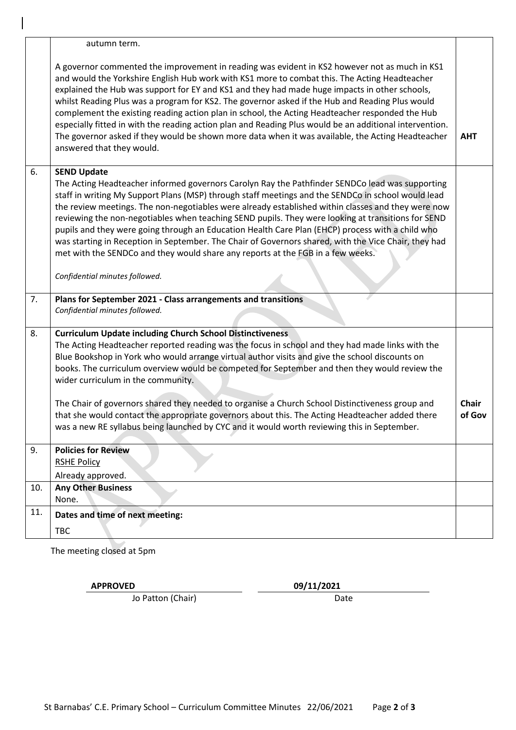| | | |
|---|---|---|
| | autumn term.<br><br>A governor commented the improvement in reading was evident in KS2 however not as much in KS1 and would the Yorkshire English Hub work with KS1 more to combat this. The Acting Headteacher explained the Hub was support for EY and KS1 and they had made huge impacts in other schools, whilst Reading Plus was a program for KS2. The governor asked if the Hub and Reading Plus would complement the existing reading action plan in school, the Acting Headteacher responded the Hub especially fitted in with the reading action plan and Reading Plus would be an additional intervention. The governor asked if they would be shown more data when it was available, the Acting Headteacher answered that they would. | **AHT** |
| 6. | **SEND Update**<br>The Acting Headteacher informed governors Carolyn Ray the Pathfinder SENDCo lead was supporting staff in writing My Support Plans (MSP) through staff meetings and the SENDCo in school would lead the review meetings. The non-negotiables were already established within classes and they were now reviewing the non-negotiables when teaching SEND pupils. They were looking at transitions for SEND pupils and they were going through an Education Health Care Plan (EHCP) process with a child who was starting in Reception in September. The Chair of Governors shared, with the Vice Chair, they had met with the SENDCo and they would share any reports at the FGB in a few weeks.<br><br>*Confidential minutes followed.* | |
| 7. | **Plans for September 2021 - Class arrangements and transitions**<br>*Confidential minutes followed.* | |
| 8. | **Curriculum Update including Church School Distinctiveness**<br>The Acting Headteacher reported reading was the focus in school and they had made links with the Blue Bookshop in York who would arrange virtual author visits and give the school discounts on books. The curriculum overview would be competed for September and then they would review the wider curriculum in the community.<br><br>The Chair of governors shared they needed to organise a Church School Distinctiveness group and that she would contact the appropriate governors about this. The Acting Headteacher added there was a new RE syllabus being launched by CYC and it would worth reviewing this in September. | **Chair of Gov** |
| 9. | **Policies for Review**<br>RSHE Policy<br>Already approved. | |
| 10. | **Any Other Business**<br>None. | |
| 11. | **Dates and time of next meeting:**<br>TBC | |

The meeting closed at 5pm

**APPROVED** — Jo Patton (Chair)

**09/11/2021** — Date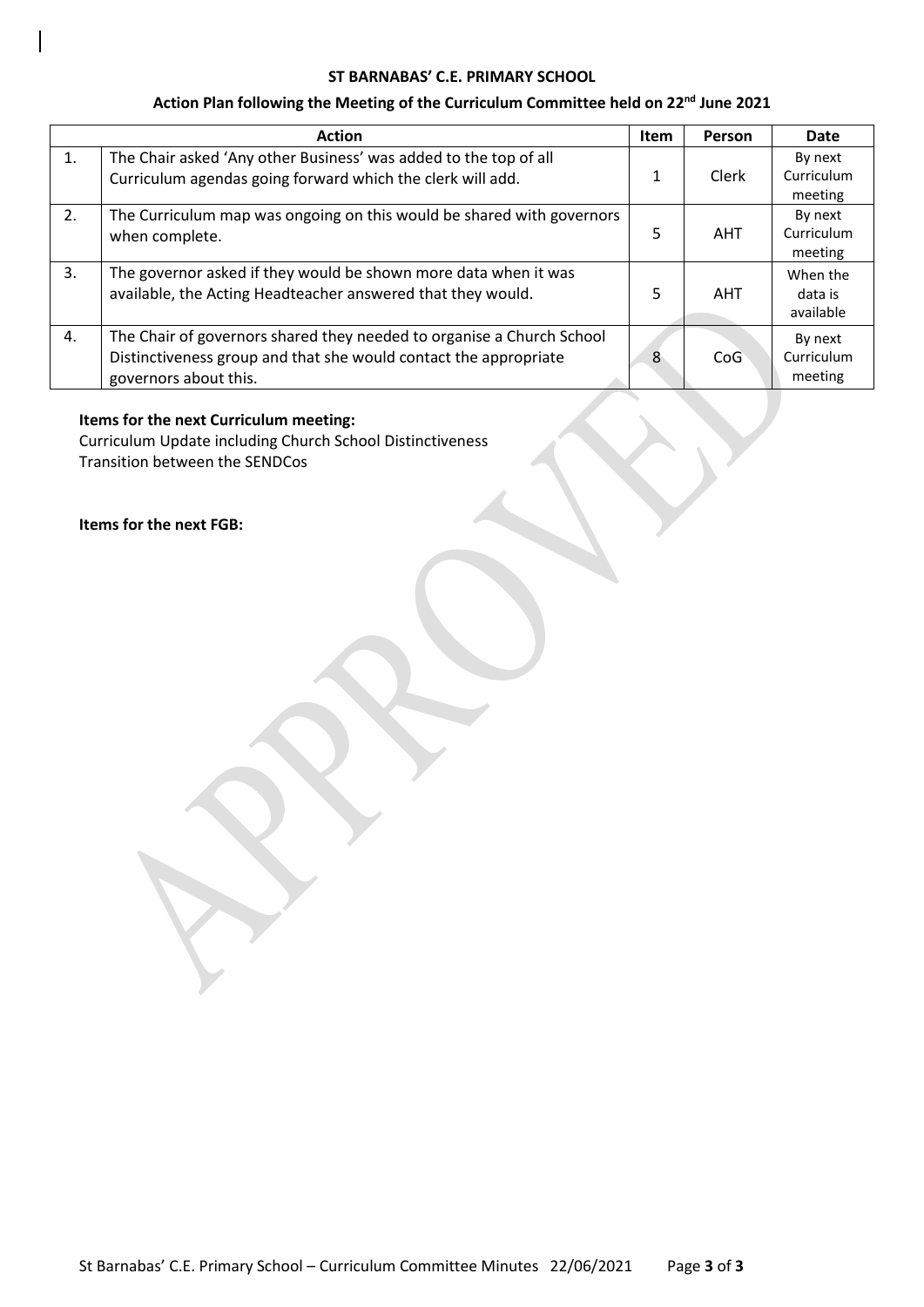**ST BARNABAS' C.E. PRIMARY SCHOOL**

**Action Plan following the Meeting of the Curriculum Committee held on 22nd June 2021**

| | Action | Item | Person | Date |
|---|---|---|---|---|
| 1. | The Chair asked 'Any other Business' was added to the top of all Curriculum agendas going forward which the clerk will add. | 1 | Clerk | By next Curriculum meeting |
| 2. | The Curriculum map was ongoing on this would be shared with governors when complete. | 5 | AHT | By next Curriculum meeting |
| 3. | The governor asked if they would be shown more data when it was available, the Acting Headteacher answered that they would. | 5 | AHT | When the data is available |
| 4. | The Chair of governors shared they needed to organise a Church School Distinctiveness group and that she would contact the appropriate governors about this. | 8 | CoG | By next Curriculum meeting |

**Items for the next Curriculum meeting:**
Curriculum Update including Church School Distinctiveness
Transition between the SENDCos

**Items for the next FGB:**